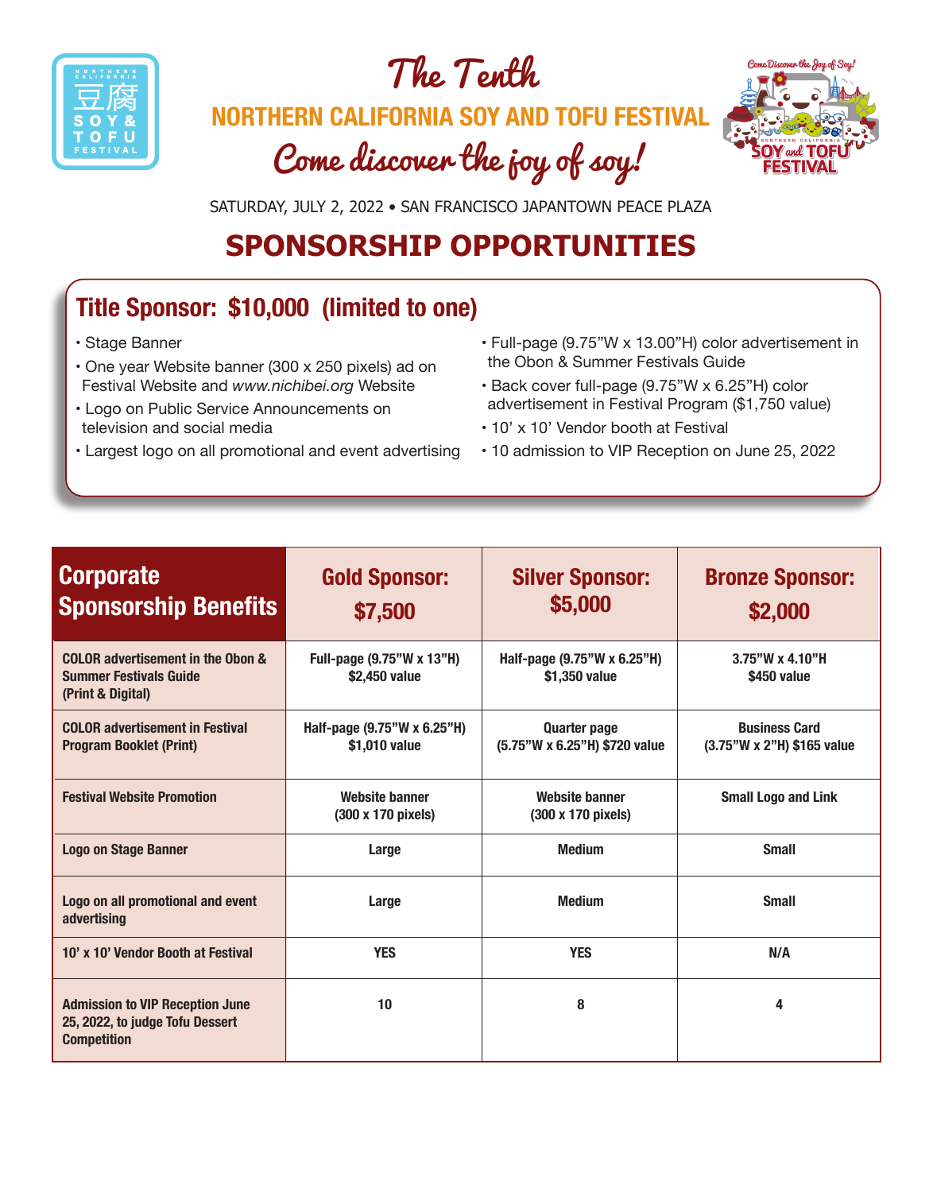# The Tenth

## NORTHERN CALIFORNIA SOY AND TOFU FESTIVAL

### Come discover the joy of soy!

SATURDAY, JULY 2, 2022 • SAN FRANCISCO JAPANTOWN PEACE PLAZA

## SPONSORSHIP OPPORTUNITIES

### Title Sponsor: $10,000 (limited to one)

- Stage Banner
- One year Website banner (300 x 250 pixels) ad on Festival Website and *www.nichibei.org* Website
- Logo on Public Service Announcements on television and social media
- Largest logo on all promotional and event advertising
- Full-page (9.75"W x 13.00"H) color advertisement in the Obon & Summer Festivals Guide
- Back cover full-page (9.75"W x 6.25"H) color advertisement in Festival Program ($1,750 value)
- 10' x 10' Vendor booth at Festival
- 10 admission to VIP Reception on June 25, 2022

| Corporate Sponsorship Benefits | Gold Sponsor: $7,500 | Silver Sponsor: $5,000 | Bronze Sponsor: $2,000 |
|---|---|---|---|
| COLOR advertisement in the Obon & Summer Festivals Guide (Print & Digital) | Full-page (9.75"W x 13"H) $2,450 value | Half-page (9.75"W x 6.25"H) $1,350 value | 3.75"W x 4.10"H $450 value |
| COLOR advertisement in Festival Program Booklet (Print) | Half-page (9.75"W x 6.25"H) $1,010 value | Quarter page (5.75"W x 6.25"H) $720 value | Business Card (3.75"W x 2"H) $165 value |
| Festival Website Promotion | Website banner (300 x 170 pixels) | Website banner (300 x 170 pixels) | Small Logo and Link |
| Logo on Stage Banner | Large | Medium | Small |
| Logo on all promotional and event advertising | Large | Medium | Small |
| 10' x 10' Vendor Booth at Festival | YES | YES | N/A |
| Admission to VIP Reception June 25, 2022, to judge Tofu Dessert Competition | 10 | 8 | 4 |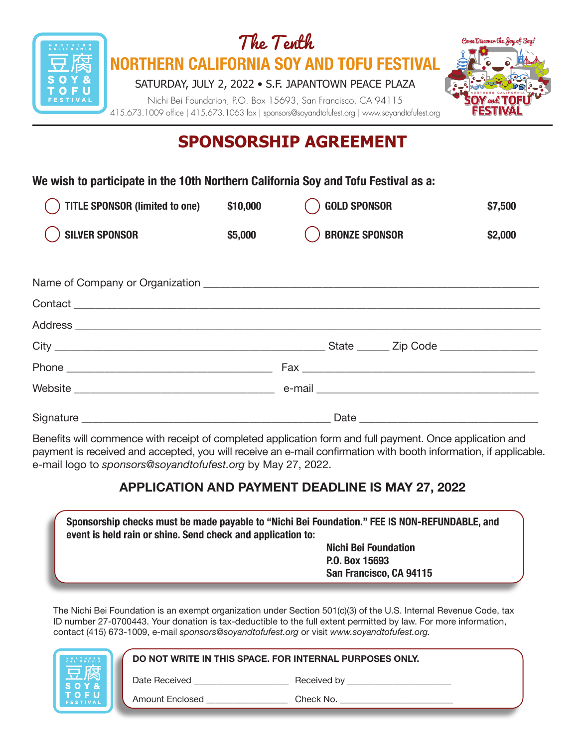# The Tenth

# NORTHERN CALIFORNIA SOY AND TOFU FESTIVAL

SATURDAY, JULY 2, 2022 • S.F. JAPANTOWN PEACE PLAZA

Nichi Bei Foundation, P.O. Box 15693, San Francisco, CA 94115

415.673.1009 office | 415.673.1063 fax | sponsors@soyandtofufest.org | www.soyandtofufest.org

## SPONSORSHIP AGREEMENT

**We wish to participate in the 10th Northern California Soy and Tofu Festival as a:**

| | | | |
|---|---|---|---|
| ◯ **TITLE SPONSOR (limited to one)** | **$10,000** | ◯ **GOLD SPONSOR** | **$7,500** |
| ◯ **SILVER SPONSOR** | **$5,000** | ◯ **BRONZE SPONSOR** | **$2,000** |

Name of Company or Organization ______________________________

Contact ______________________________

Address ______________________________

City ______________________ State ______ Zip Code ______________

Phone ______________________ Fax ______________________

Website ______________________ e-mail ______________________

Signature ______________________ Date ______________________

Benefits will commence with receipt of completed application form and full payment. Once application and payment is received and accepted, you will receive an e-mail confirmation with booth information, if applicable. e-mail logo to *sponsors@soyandtofufest.org* by May 27, 2022.

### APPLICATION AND PAYMENT DEADLINE IS MAY 27, 2022

**Sponsorship checks must be made payable to "Nichi Bei Foundation." FEE IS NON-REFUNDABLE, and event is held rain or shine. Send check and application to:**

**Nichi Bei Foundation**
**P.O. Box 15693**
**San Francisco, CA 94115**

The Nichi Bei Foundation is an exempt organization under Section 501(c)(3) of the U.S. Internal Revenue Code, tax ID number 27-0700443. Your donation is tax-deductible to the full extent permitted by law. For more information, contact (415) 673-1009, e-mail *sponsors@soyandtofufest.org* or visit *www.soyandtofufest.org*.

**DO NOT WRITE IN THIS SPACE. FOR INTERNAL PURPOSES ONLY.**

Date Received ______________ Received by ______________

Amount Enclosed ______________ Check No. ______________